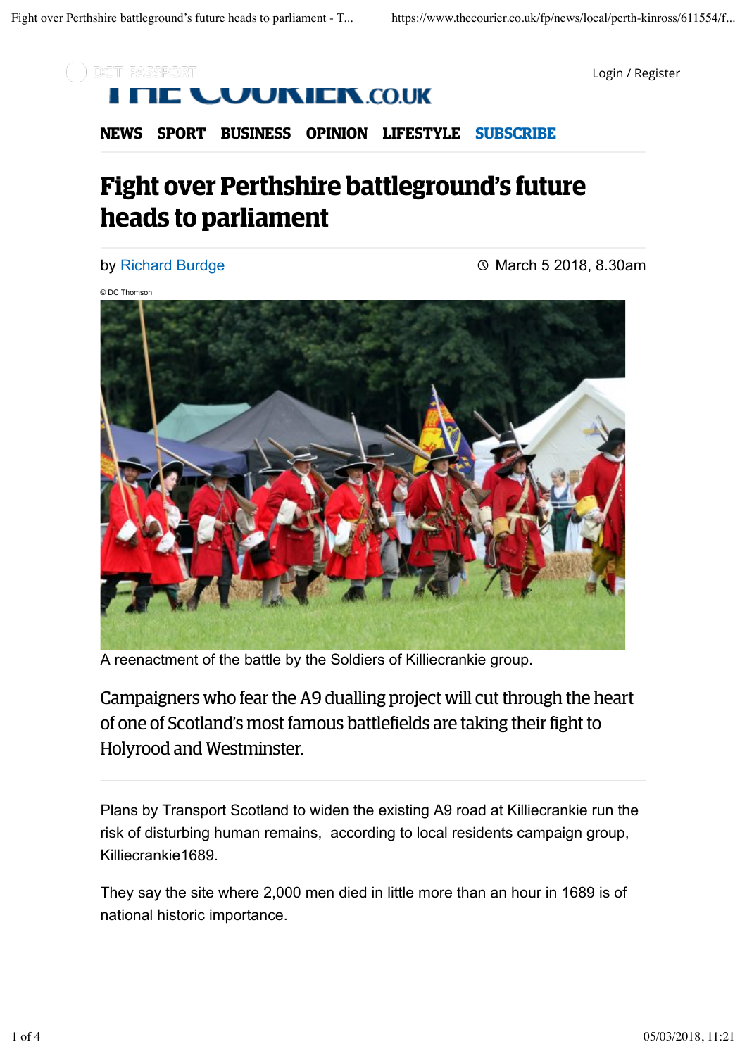# Fight over Perthshire battleground's future heads to parliament

by Richard Burdge

March 5 2018, 8.30am

© DC Thomson

A reenactment of the battle by the Soldiers of Killiecrankie group.

Campaigners who fear the A9 dualling project will cut through the heart of one of Scotland's most famous battlefields are taking their fight to Holyrood and Westminster.

Plans by Transport Scotland to widen the existing A9 road at Killiecrankie run the risk of disturbing human remains, according to local residents campaign group, Killiecrankie1689.

They say the site where 2,000 men died in little more than an hour in 1689 is of national historic importance.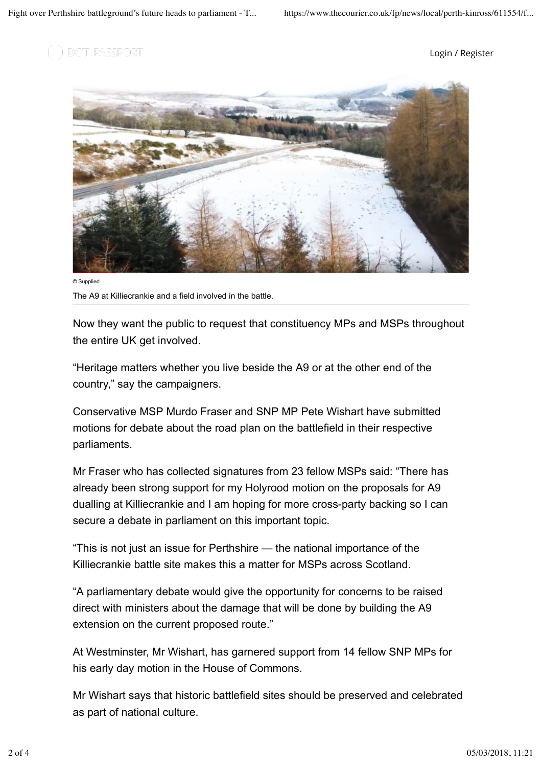© Supplied

The A9 at Killiecrankie and a field involved in the battle.

Now they want the public to request that constituency MPs and MSPs throughout the entire UK get involved.

“Heritage matters whether you live beside the A9 or at the other end of the country,” say the campaigners.

Conservative MSP Murdo Fraser and SNP MP Pete Wishart have submitted motions for debate about the road plan on the battlefield in their respective parliaments.

Mr Fraser who has collected signatures from 23 fellow MSPs said: “There has already been strong support for my Holyrood motion on the proposals for A9 dualling at Killiecrankie and I am hoping for more cross-party backing so I can secure a debate in parliament on this important topic.

“This is not just an issue for Perthshire — the national importance of the Killiecrankie battle site makes this a matter for MSPs across Scotland.

“A parliamentary debate would give the opportunity for concerns to be raised direct with ministers about the damage that will be done by building the A9 extension on the current proposed route.”

At Westminster, Mr Wishart, has garnered support from 14 fellow SNP MPs for his early day motion in the House of Commons.

Mr Wishart says that historic battlefield sites should be preserved and celebrated as part of national culture.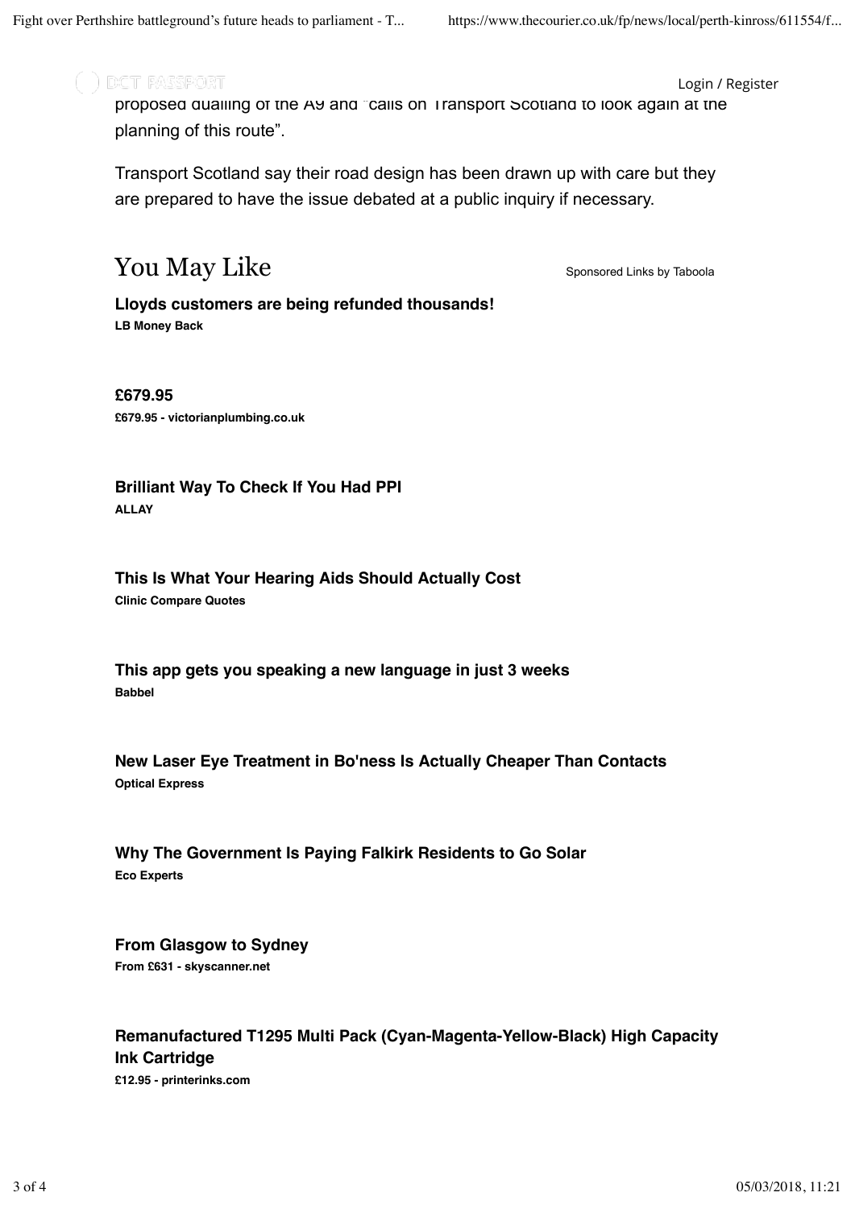proposed dualling of the A9 and "calls on Transport Scotland to look again at the planning of this route".

Transport Scotland say their road design has been drawn up with care but they are prepared to have the issue debated at a public inquiry if necessary.

## You May Like

Sponsored Links by Taboola

**Lloyds customers are being refunded thousands!**
**LB Money Back**

**£679.95**
**£679.95 - victorianplumbing.co.uk**

**Brilliant Way To Check If You Had PPI**
**ALLAY**

**This Is What Your Hearing Aids Should Actually Cost**
**Clinic Compare Quotes**

**This app gets you speaking a new language in just 3 weeks**
**Babbel**

**New Laser Eye Treatment in Bo'ness Is Actually Cheaper Than Contacts**
**Optical Express**

**Why The Government Is Paying Falkirk Residents to Go Solar**
**Eco Experts**

**From Glasgow to Sydney**
**From £631 - skyscanner.net**

**Remanufactured T1295 Multi Pack (Cyan-Magenta-Yellow-Black) High Capacity Ink Cartridge**
**£12.95 - printerinks.com**